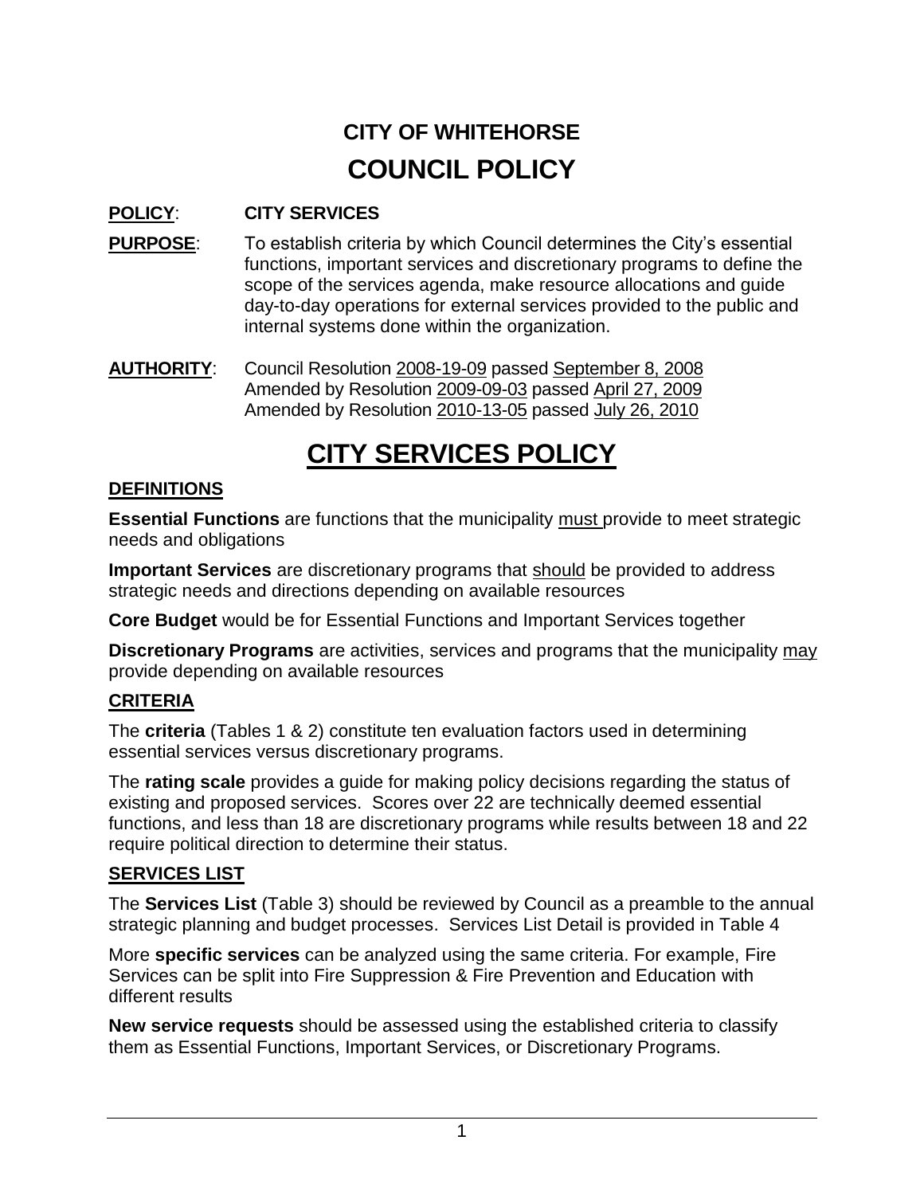# CITY OF WHITEHORSE
# COUNCIL POLICY

**POLICY**: **CITY SERVICES**

**PURPOSE**: To establish criteria by which Council determines the City's essential functions, important services and discretionary programs to define the scope of the services agenda, make resource allocations and guide day-to-day operations for external services provided to the public and internal systems done within the organization.

**AUTHORITY**: Council Resolution 2008-19-09 passed September 8, 2008
Amended by Resolution 2009-09-03 passed April 27, 2009
Amended by Resolution 2010-13-05 passed July 26, 2010

# CITY SERVICES POLICY

## DEFINITIONS

**Essential Functions** are functions that the municipality must provide to meet strategic needs and obligations

**Important Services** are discretionary programs that should be provided to address strategic needs and directions depending on available resources

**Core Budget** would be for Essential Functions and Important Services together

**Discretionary Programs** are activities, services and programs that the municipality may provide depending on available resources

## CRITERIA

The **criteria** (Tables 1 & 2) constitute ten evaluation factors used in determining essential services versus discretionary programs.

The **rating scale** provides a guide for making policy decisions regarding the status of existing and proposed services. Scores over 22 are technically deemed essential functions, and less than 18 are discretionary programs while results between 18 and 22 require political direction to determine their status.

## SERVICES LIST

The **Services List** (Table 3) should be reviewed by Council as a preamble to the annual strategic planning and budget processes. Services List Detail is provided in Table 4

More **specific services** can be analyzed using the same criteria. For example, Fire Services can be split into Fire Suppression & Fire Prevention and Education with different results

**New service requests** should be assessed using the established criteria to classify them as Essential Functions, Important Services, or Discretionary Programs.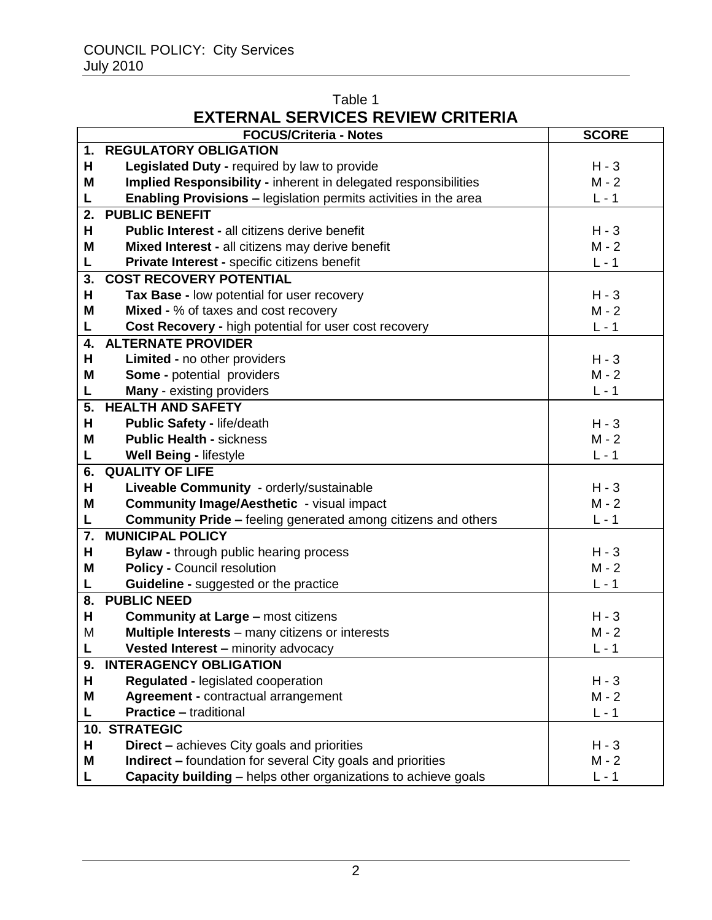Table 1

## EXTERNAL SERVICES REVIEW CRITERIA

| | FOCUS/Criteria - Notes | SCORE |
|---|---|---|
| **1.** | **REGULATORY OBLIGATION** | |
| **H** | **Legislated Duty -** required by law to provide | H - 3 |
| **M** | **Implied Responsibility -** inherent in delegated responsibilities | M - 2 |
| **L** | **Enabling Provisions –** legislation permits activities in the area | L - 1 |
| **2.** | **PUBLIC BENEFIT** | |
| **H** | **Public Interest -** all citizens derive benefit | H - 3 |
| **M** | **Mixed Interest -** all citizens may derive benefit | M - 2 |
| **L** | **Private Interest -** specific citizens benefit | L - 1 |
| **3.** | **COST RECOVERY POTENTIAL** | |
| **H** | **Tax Base -** low potential for user recovery | H - 3 |
| **M** | **Mixed -** % of taxes and cost recovery | M - 2 |
| **L** | **Cost Recovery -** high potential for user cost recovery | L - 1 |
| **4.** | **ALTERNATE PROVIDER** | |
| **H** | **Limited -** no other providers | H - 3 |
| **M** | **Some -** potential providers | M - 2 |
| **L** | **Many** - existing providers | L - 1 |
| **5.** | **HEALTH AND SAFETY** | |
| **H** | **Public Safety -** life/death | H - 3 |
| **M** | **Public Health -** sickness | M - 2 |
| **L** | **Well Being -** lifestyle | L - 1 |
| **6.** | **QUALITY OF LIFE** | |
| **H** | **Liveable Community** - orderly/sustainable | H - 3 |
| **M** | **Community Image/Aesthetic** - visual impact | M - 2 |
| **L** | **Community Pride –** feeling generated among citizens and others | L - 1 |
| **7.** | **MUNICIPAL POLICY** | |
| **H** | **Bylaw -** through public hearing process | H - 3 |
| **M** | **Policy -** Council resolution | M - 2 |
| **L** | **Guideline -** suggested or the practice | L - 1 |
| **8.** | **PUBLIC NEED** | |
| **H** | **Community at Large –** most citizens | H - 3 |
| M | **Multiple Interests** – many citizens or interests | M - 2 |
| **L** | **Vested Interest –** minority advocacy | L - 1 |
| **9.** | **INTERAGENCY OBLIGATION** | |
| **H** | **Regulated -** legislated cooperation | H - 3 |
| **M** | **Agreement -** contractual arrangement | M - 2 |
| **L** | **Practice –** traditional | L - 1 |
| **10.** | **STRATEGIC** | |
| **H** | **Direct –** achieves City goals and priorities | H - 3 |
| **M** | **Indirect –** foundation for several City goals and priorities | M - 2 |
| **L** | **Capacity building** – helps other organizations to achieve goals | L - 1 |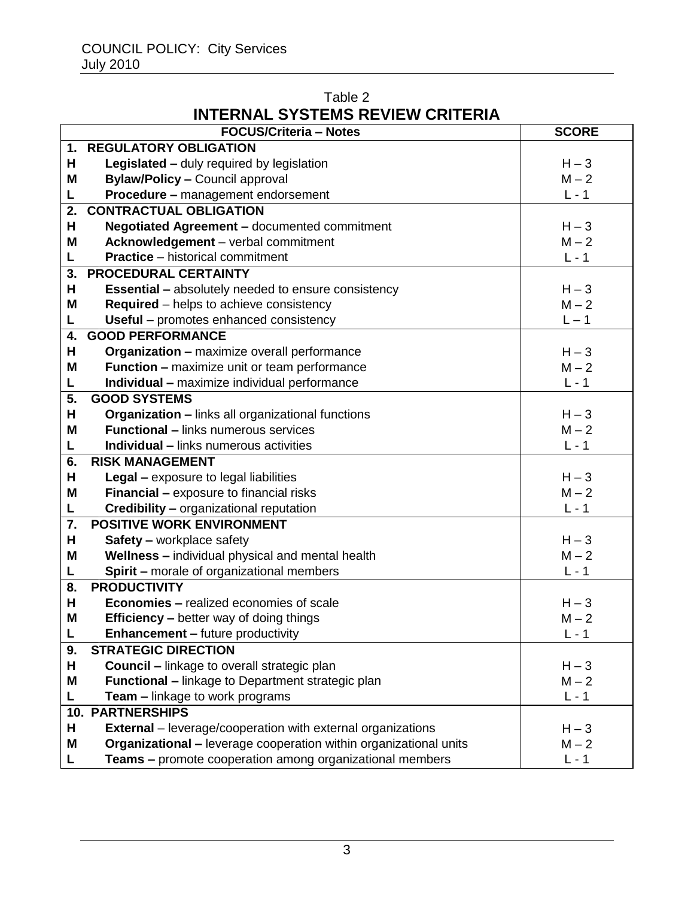Table 2

## INTERNAL SYSTEMS REVIEW CRITERIA

| | FOCUS/Criteria – Notes | SCORE |
|---|---|---|
| **1.** | **REGULATORY OBLIGATION** | |
| **H** | **Legislated –** duly required by legislation | H – 3 |
| **M** | **Bylaw/Policy –** Council approval | M – 2 |
| **L** | **Procedure –** management endorsement | L - 1 |
| **2.** | **CONTRACTUAL OBLIGATION** | |
| **H** | **Negotiated Agreement –** documented commitment | H – 3 |
| **M** | **Acknowledgement** – verbal commitment | M – 2 |
| **L** | **Practice** – historical commitment | L - 1 |
| **3.** | **PROCEDURAL CERTAINTY** | |
| **H** | **Essential –** absolutely needed to ensure consistency | H – 3 |
| **M** | **Required** – helps to achieve consistency | M – 2 |
| **L** | **Useful** – promotes enhanced consistency | L – 1 |
| **4.** | **GOOD PERFORMANCE** | |
| **H** | **Organization –** maximize overall performance | H – 3 |
| **M** | **Function –** maximize unit or team performance | M – 2 |
| **L** | **Individual –** maximize individual performance | L - 1 |
| **5.** | **GOOD SYSTEMS** | |
| **H** | **Organization –** links all organizational functions | H – 3 |
| **M** | **Functional –** links numerous services | M – 2 |
| **L** | **Individual –** links numerous activities | L - 1 |
| **6.** | **RISK MANAGEMENT** | |
| **H** | **Legal –** exposure to legal liabilities | H – 3 |
| **M** | **Financial –** exposure to financial risks | M – 2 |
| **L** | **Credibility –** organizational reputation | L - 1 |
| **7.** | **POSITIVE WORK ENVIRONMENT** | |
| **H** | **Safety –** workplace safety | H – 3 |
| **M** | **Wellness –** individual physical and mental health | M – 2 |
| **L** | **Spirit –** morale of organizational members | L - 1 |
| **8.** | **PRODUCTIVITY** | |
| **H** | **Economies –** realized economies of scale | H – 3 |
| **M** | **Efficiency –** better way of doing things | M – 2 |
| **L** | **Enhancement –** future productivity | L - 1 |
| **9.** | **STRATEGIC DIRECTION** | |
| **H** | **Council –** linkage to overall strategic plan | H – 3 |
| **M** | **Functional –** linkage to Department strategic plan | M – 2 |
| **L** | **Team –** linkage to work programs | L - 1 |
| **10.** | **PARTNERSHIPS** | |
| **H** | **External** – leverage/cooperation with external organizations | H – 3 |
| **M** | **Organizational –** leverage cooperation within organizational units | M – 2 |
| **L** | **Teams –** promote cooperation among organizational members | L - 1 |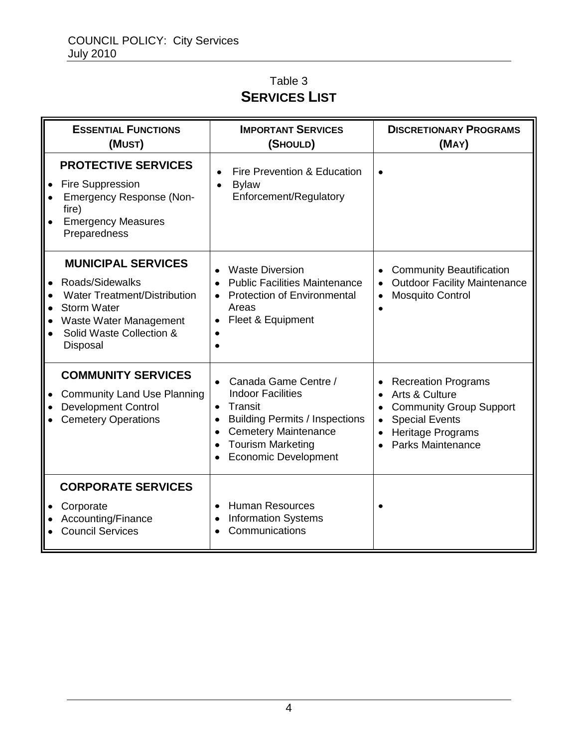Table 3

## SERVICES LIST

| ESSENTIAL FUNCTIONS (MUST) | IMPORTANT SERVICES (SHOULD) | DISCRETIONARY PROGRAMS (MAY) |
|---|---|---|
| **PROTECTIVE SERVICES**<br>• Fire Suppression<br>• Emergency Response (Non-fire)<br>• Emergency Measures Preparedness | • Fire Prevention & Education<br>• Bylaw Enforcement/Regulatory | • |
| **MUNICIPAL SERVICES**<br>• Roads/Sidewalks<br>• Water Treatment/Distribution<br>• Storm Water<br>• Waste Water Management<br>• Solid Waste Collection & Disposal | • Waste Diversion<br>• Public Facilities Maintenance<br>• Protection of Environmental Areas<br>• Fleet & Equipment<br>•<br>• | • Community Beautification<br>• Outdoor Facility Maintenance<br>• Mosquito Control<br>• |
| **COMMUNITY SERVICES**<br>• Community Land Use Planning<br>• Development Control<br>• Cemetery Operations | • Canada Game Centre / Indoor Facilities<br>• Transit<br>• Building Permits / Inspections<br>• Cemetery Maintenance<br>• Tourism Marketing<br>• Economic Development | • Recreation Programs<br>• Arts & Culture<br>• Community Group Support<br>• Special Events<br>• Heritage Programs<br>• Parks Maintenance |
| **CORPORATE SERVICES**<br>• Corporate<br>• Accounting/Finance<br>• Council Services | • Human Resources<br>• Information Systems<br>• Communications | • |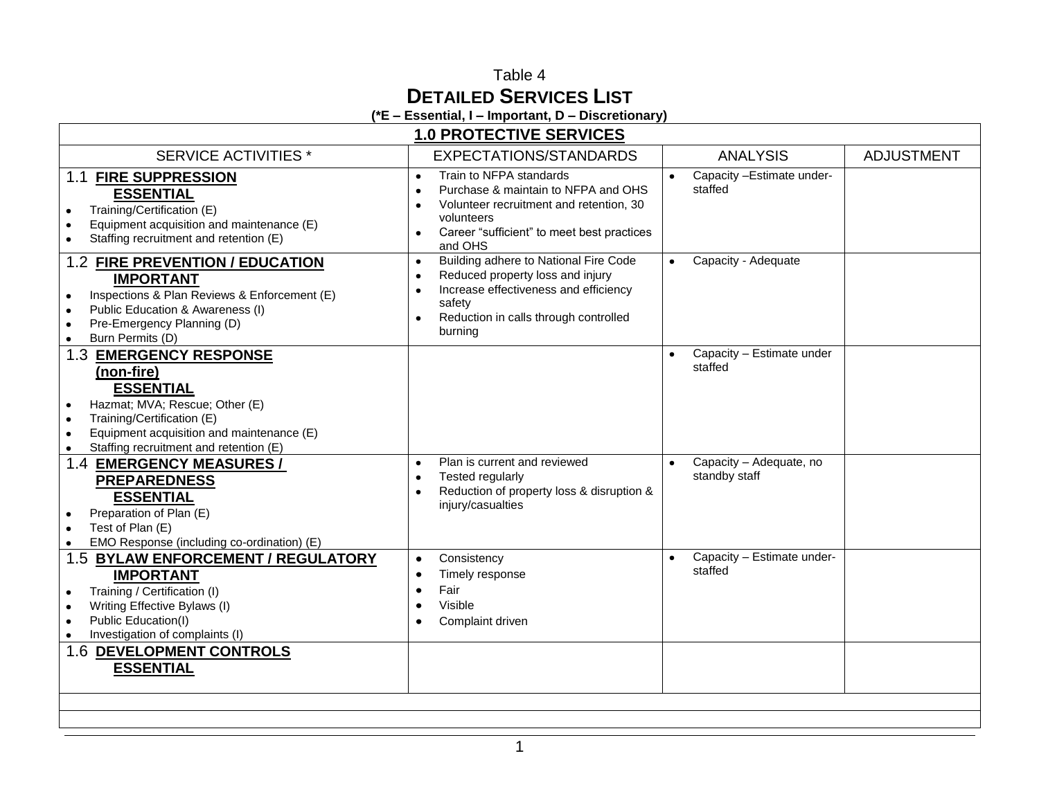Table 4

# DETAILED SERVICES LIST

**(*E – Essential, I – Important, D – Discretionary)**

| **1.0 PROTECTIVE SERVICES** | | | |
|---|---|---|---|
| SERVICE ACTIVITIES * | EXPECTATIONS/STANDARDS | ANALYSIS | ADJUSTMENT |
| 1.1 **FIRE SUPPRESSION** **ESSENTIAL** <br>• Training/Certification (E)<br>• Equipment acquisition and maintenance (E)<br>• Staffing recruitment and retention (E) | • Train to NFPA standards<br>• Purchase & maintain to NFPA and OHS<br>• Volunteer recruitment and retention, 30 volunteers<br>• Career "sufficient" to meet best practices and OHS | • Capacity –Estimate under-staffed | |
| 1.2 **FIRE PREVENTION / EDUCATION** **IMPORTANT** <br>• Inspections & Plan Reviews & Enforcement (E)<br>• Public Education & Awareness (I)<br>• Pre-Emergency Planning (D)<br>• Burn Permits (D) | • Building adhere to National Fire Code<br>• Reduced property loss and injury<br>• Increase effectiveness and efficiency safety<br>• Reduction in calls through controlled burning | • Capacity - Adequate | |
| 1.3 **EMERGENCY RESPONSE (non-fire)** **ESSENTIAL** <br>• Hazmat; MVA; Rescue; Other (E)<br>• Training/Certification (E)<br>• Equipment acquisition and maintenance (E)<br>• Staffing recruitment and retention (E) | | • Capacity – Estimate under staffed | |
| 1.4 **EMERGENCY MEASURES / PREPAREDNESS** **ESSENTIAL** <br>• Preparation of Plan (E)<br>• Test of Plan (E)<br>• EMO Response (including co-ordination) (E) | • Plan is current and reviewed<br>• Tested regularly<br>• Reduction of property loss & disruption & injury/casualties | • Capacity – Adequate, no standby staff | |
| 1.5 **BYLAW ENFORCEMENT / REGULATORY** **IMPORTANT** <br>• Training / Certification (I)<br>• Writing Effective Bylaws (I)<br>• Public Education(I)<br>• Investigation of complaints (I) | • Consistency<br>• Timely response<br>• Fair<br>• Visible<br>• Complaint driven | • Capacity – Estimate under-staffed | |
| 1.6 **DEVELOPMENT CONTROLS** **ESSENTIAL** | | | |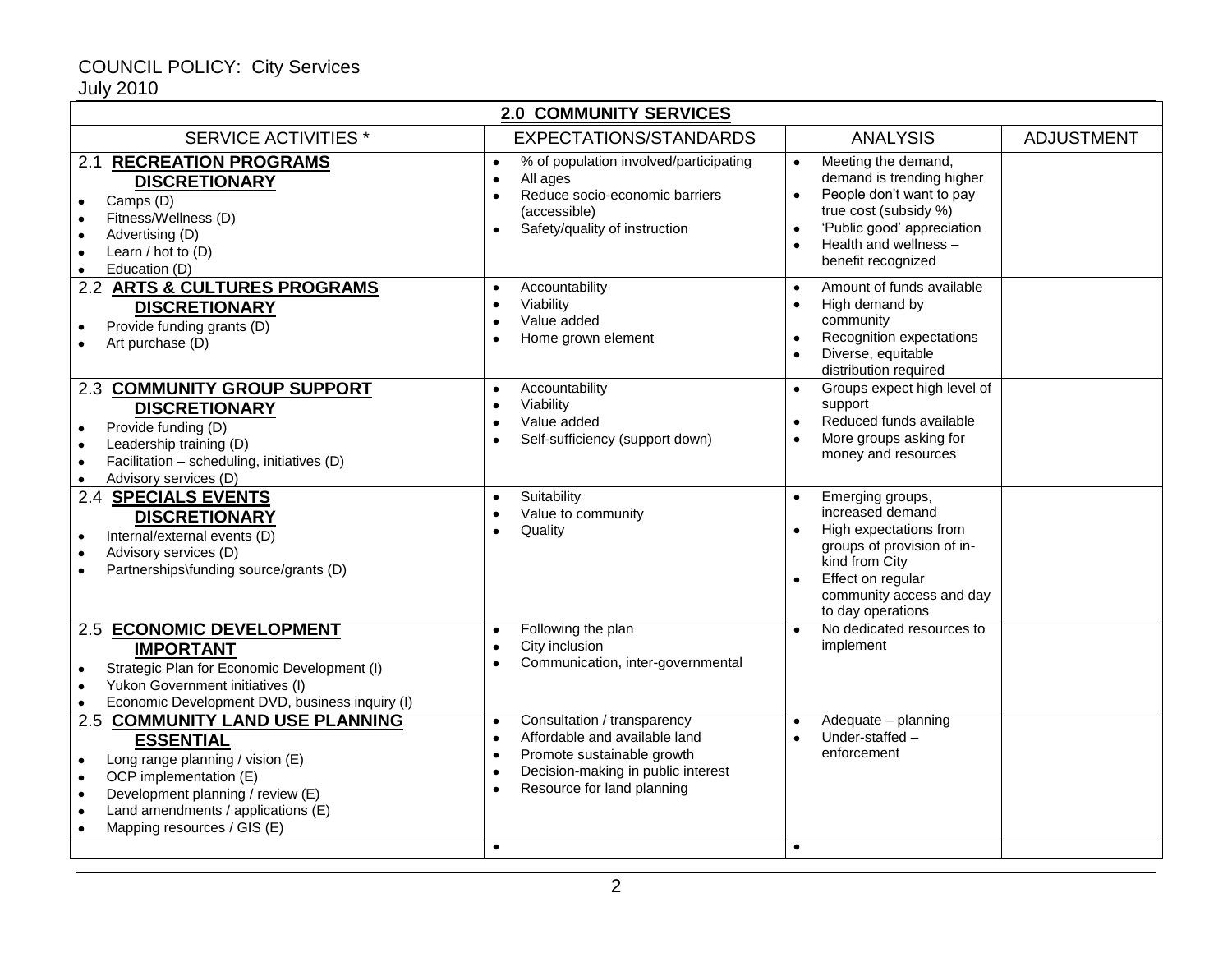COUNCIL POLICY: City Services
July 2010

| 2.0 COMMUNITY SERVICES | | | |
|---|---|---|---|
| SERVICE ACTIVITIES * | EXPECTATIONS/STANDARDS | ANALYSIS | ADJUSTMENT |
| 2.1 **RECREATION PROGRAMS** **DISCRETIONARY**<br>• Camps (D)<br>• Fitness/Wellness (D)<br>• Advertising (D)<br>• Learn / hot to (D)<br>• Education (D) | • % of population involved/participating<br>• All ages<br>• Reduce socio-economic barriers (accessible)<br>• Safety/quality of instruction | • Meeting the demand, demand is trending higher<br>• People don't want to pay true cost (subsidy %)<br>• 'Public good' appreciation<br>• Health and wellness – benefit recognized | |
| 2.2 **ARTS & CULTURES PROGRAMS** **DISCRETIONARY**<br>• Provide funding grants (D)<br>• Art purchase (D) | • Accountability<br>• Viability<br>• Value added<br>• Home grown element | • Amount of funds available<br>• High demand by community<br>• Recognition expectations<br>• Diverse, equitable distribution required | |
| 2.3 **COMMUNITY GROUP SUPPORT** **DISCRETIONARY**<br>• Provide funding (D)<br>• Leadership training (D)<br>• Facilitation – scheduling, initiatives (D)<br>• Advisory services (D) | • Accountability<br>• Viability<br>• Value added<br>• Self-sufficiency (support down) | • Groups expect high level of support<br>• Reduced funds available<br>• More groups asking for money and resources | |
| 2.4 **SPECIALS EVENTS** **DISCRETIONARY**<br>• Internal/external events (D)<br>• Advisory services (D)<br>• Partnerships\funding source/grants (D) | • Suitability<br>• Value to community<br>• Quality | • Emerging groups, increased demand<br>• High expectations from groups of provision of in-kind from City<br>• Effect on regular community access and day to day operations | |
| 2.5 **ECONOMIC DEVELOPMENT** **IMPORTANT**<br>• Strategic Plan for Economic Development (I)<br>• Yukon Government initiatives (I)<br>• Economic Development DVD, business inquiry (I) | • Following the plan<br>• City inclusion<br>• Communication, inter-governmental | • No dedicated resources to implement | |
| 2.5 **COMMUNITY LAND USE PLANNING** **ESSENTIAL**<br>• Long range planning / vision (E)<br>• OCP implementation (E)<br>• Development planning / review (E)<br>• Land amendments / applications (E)<br>• Mapping resources / GIS (E) | • Consultation / transparency<br>• Affordable and available land<br>• Promote sustainable growth<br>• Decision-making in public interest<br>• Resource for land planning | • Adequate – planning<br>• Under-staffed – enforcement | |
| | • | • | |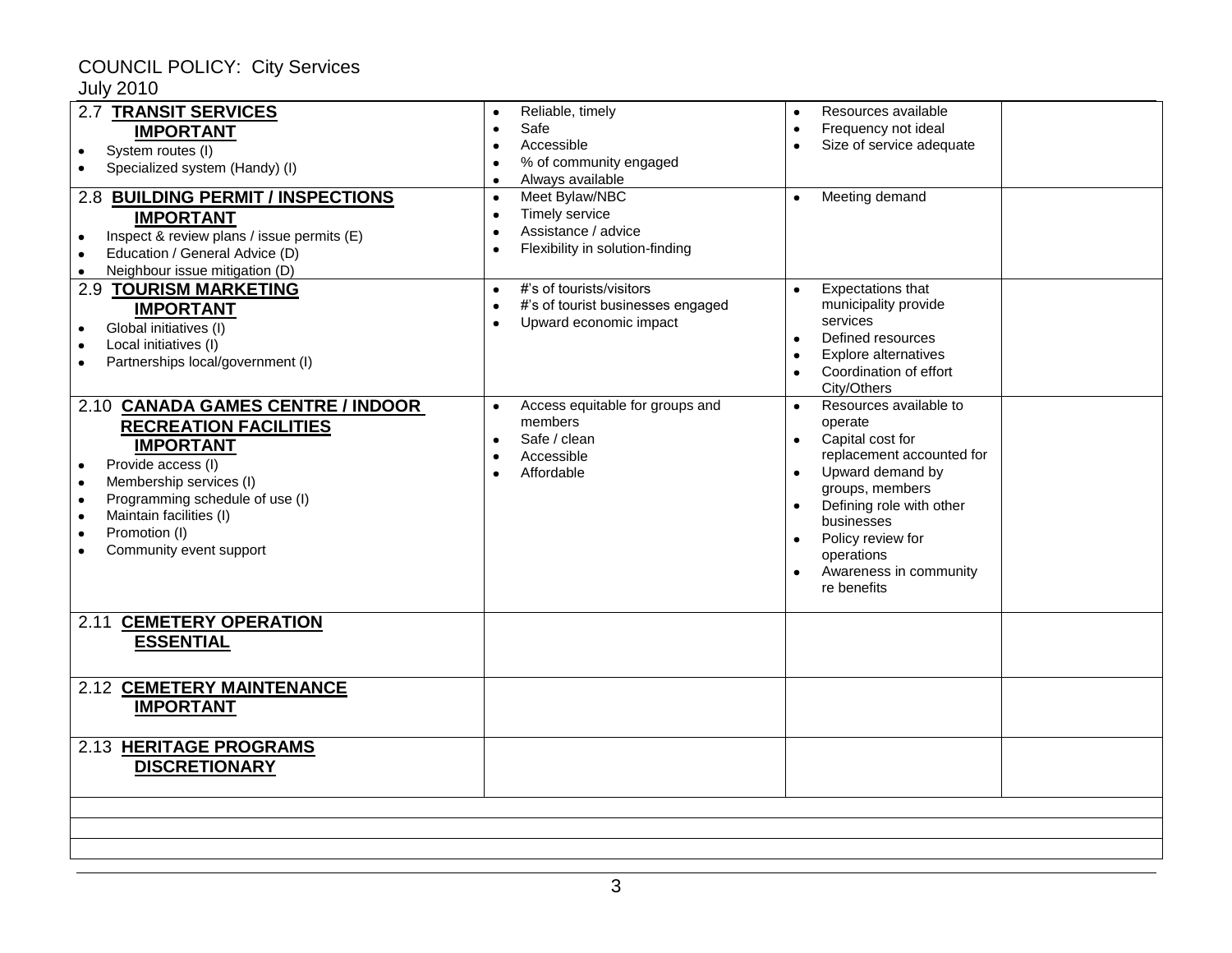COUNCIL POLICY: City Services
July 2010

| | | | |
|---|---|---|---|
| 2.7 **TRANSIT SERVICES**<br>**IMPORTANT**<br>• System routes (I)<br>• Specialized system (Handy) (I) | • Reliable, timely<br>• Safe<br>• Accessible<br>• % of community engaged<br>• Always available | • Resources available<br>• Frequency not ideal<br>• Size of service adequate | |
| 2.8 **BUILDING PERMIT / INSPECTIONS**<br>**IMPORTANT**<br>• Inspect & review plans / issue permits (E)<br>• Education / General Advice (D)<br>• Neighbour issue mitigation (D) | • Meet Bylaw/NBC<br>• Timely service<br>• Assistance / advice<br>• Flexibility in solution-finding | • Meeting demand | |
| 2.9 **TOURISM MARKETING**<br>**IMPORTANT**<br>• Global initiatives (I)<br>• Local initiatives (I)<br>• Partnerships local/government (I) | • #'s of tourists/visitors<br>• #'s of tourist businesses engaged<br>• Upward economic impact | • Expectations that municipality provide services<br>• Defined resources<br>• Explore alternatives<br>• Coordination of effort City/Others | |
| 2.10 **CANADA GAMES CENTRE / INDOOR RECREATION FACILITIES**<br>**IMPORTANT**<br>• Provide access (I)<br>• Membership services (I)<br>• Programming schedule of use (I)<br>• Maintain facilities (I)<br>• Promotion (I)<br>• Community event support | • Access equitable for groups and members<br>• Safe / clean<br>• Accessible<br>• Affordable | • Resources available to operate<br>• Capital cost for replacement accounted for<br>• Upward demand by groups, members<br>• Defining role with other businesses<br>• Policy review for operations<br>• Awareness in community re benefits | |
| 2.11 **CEMETERY OPERATION**<br>**ESSENTIAL** | | | |
| 2.12 **CEMETERY MAINTENANCE**<br>**IMPORTANT** | | | |
| 2.13 **HERITAGE PROGRAMS**<br>**DISCRETIONARY** | | | |
| | | | |
| | | | |
| | | | |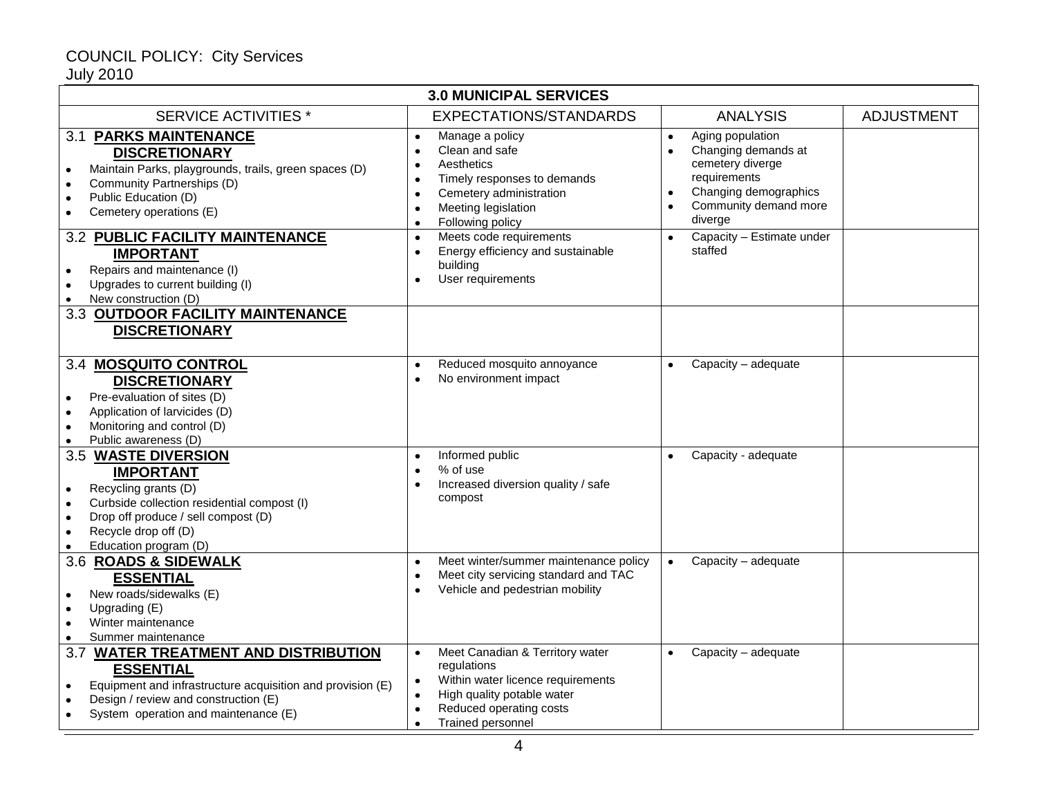| 3.0 MUNICIPAL SERVICES | | | |
|---|---|---|---|
| SERVICE ACTIVITIES * | EXPECTATIONS/STANDARDS | ANALYSIS | ADJUSTMENT |
| 3.1 **PARKS MAINTENANCE DISCRETIONARY**<br>• Maintain Parks, playgrounds, trails, green spaces (D)<br>• Community Partnerships (D)<br>• Public Education (D)<br>• Cemetery operations (E) | • Manage a policy<br>• Clean and safe<br>• Aesthetics<br>• Timely responses to demands<br>• Cemetery administration<br>• Meeting legislation<br>• Following policy | • Aging population<br>• Changing demands at cemetery diverge requirements<br>• Changing demographics<br>• Community demand more diverge | |
| 3.2 **PUBLIC FACILITY MAINTENANCE IMPORTANT**<br>• Repairs and maintenance (I)<br>• Upgrades to current building (I)<br>• New construction (D) | • Meets code requirements<br>• Energy efficiency and sustainable building<br>• User requirements | • Capacity – Estimate under staffed | |
| 3.3 **OUTDOOR FACILITY MAINTENANCE DISCRETIONARY** | | | |
| 3.4 **MOSQUITO CONTROL DISCRETIONARY**<br>• Pre-evaluation of sites (D)<br>• Application of larvicides (D)<br>• Monitoring and control (D)<br>• Public awareness (D) | • Reduced mosquito annoyance<br>• No environment impact | • Capacity – adequate | |
| 3.5 **WASTE DIVERSION IMPORTANT**<br>• Recycling grants (D)<br>• Curbside collection residential compost (I)<br>• Drop off produce / sell compost (D)<br>• Recycle drop off (D)<br>• Education program (D) | • Informed public<br>• % of use<br>• Increased diversion quality / safe compost | • Capacity - adequate | |
| 3.6 **ROADS & SIDEWALK ESSENTIAL**<br>• New roads/sidewalks (E)<br>• Upgrading (E)<br>• Winter maintenance<br>• Summer maintenance | • Meet winter/summer maintenance policy<br>• Meet city servicing standard and TAC<br>• Vehicle and pedestrian mobility | • Capacity – adequate | |
| 3.7 **WATER TREATMENT AND DISTRIBUTION ESSENTIAL**<br>• Equipment and infrastructure acquisition and provision (E)<br>• Design / review and construction (E)<br>• System operation and maintenance (E) | • Meet Canadian & Territory water regulations<br>• Within water licence requirements<br>• High quality potable water<br>• Reduced operating costs<br>• Trained personnel | • Capacity – adequate | |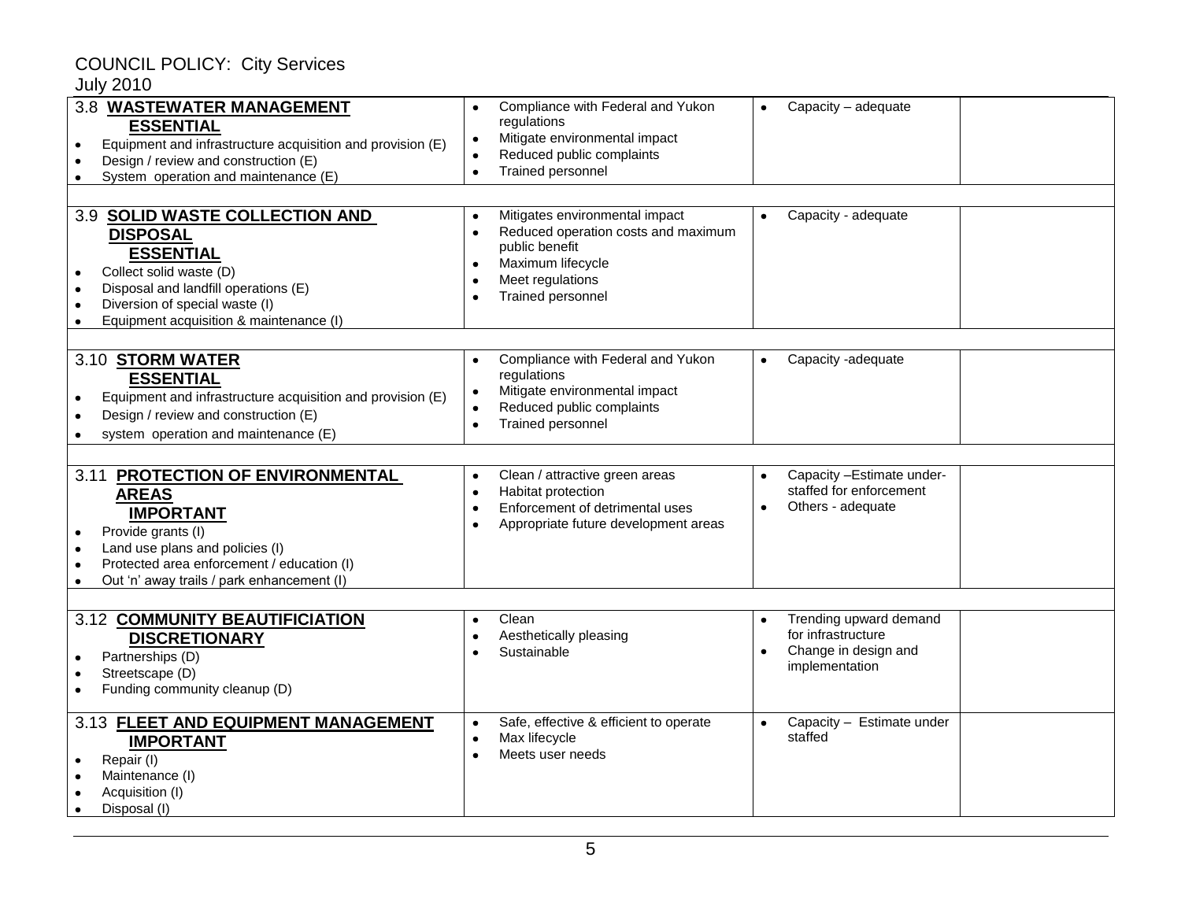| | | | |
|---|---|---|---|
| 3.8 **WASTEWATER MANAGEMENT**<br>**ESSENTIAL**<br>• Equipment and infrastructure acquisition and provision (E)<br>• Design / review and construction (E)<br>• System operation and maintenance (E) | • Compliance with Federal and Yukon regulations<br>• Mitigate environmental impact<br>• Reduced public complaints<br>• Trained personnel | • Capacity – adequate | |
| | | | |
| 3.9 **SOLID WASTE COLLECTION AND DISPOSAL**<br>**ESSENTIAL**<br>• Collect solid waste (D)<br>• Disposal and landfill operations (E)<br>• Diversion of special waste (I)<br>• Equipment acquisition & maintenance (I) | • Mitigates environmental impact<br>• Reduced operation costs and maximum public benefit<br>• Maximum lifecycle<br>• Meet regulations<br>• Trained personnel | • Capacity - adequate | |
| | | | |
| 3.10 **STORM WATER**<br>**ESSENTIAL**<br>• Equipment and infrastructure acquisition and provision (E)<br>• Design / review and construction (E)<br>• system operation and maintenance (E) | • Compliance with Federal and Yukon regulations<br>• Mitigate environmental impact<br>• Reduced public complaints<br>• Trained personnel | • Capacity -adequate | |
| | | | |
| 3.11 **PROTECTION OF ENVIRONMENTAL AREAS**<br>**IMPORTANT**<br>• Provide grants (I)<br>• Land use plans and policies (I)<br>• Protected area enforcement / education (I)<br>• Out 'n' away trails / park enhancement (I) | • Clean / attractive green areas<br>• Habitat protection<br>• Enforcement of detrimental uses<br>• Appropriate future development areas | • Capacity –Estimate under-staffed for enforcement<br>• Others - adequate | |
| | | | |
| 3.12 **COMMUNITY BEAUTIFICIATION**<br>**DISCRETIONARY**<br>• Partnerships (D)<br>• Streetscape (D)<br>• Funding community cleanup (D) | • Clean<br>• Aesthetically pleasing<br>• Sustainable | • Trending upward demand for infrastructure<br>• Change in design and implementation | |
| 3.13 **FLEET AND EQUIPMENT MANAGEMENT**<br>**IMPORTANT**<br>• Repair (I)<br>• Maintenance (I)<br>• Acquisition (I)<br>• Disposal (I) | • Safe, effective & efficient to operate<br>• Max lifecycle<br>• Meets user needs | • Capacity – Estimate under staffed | |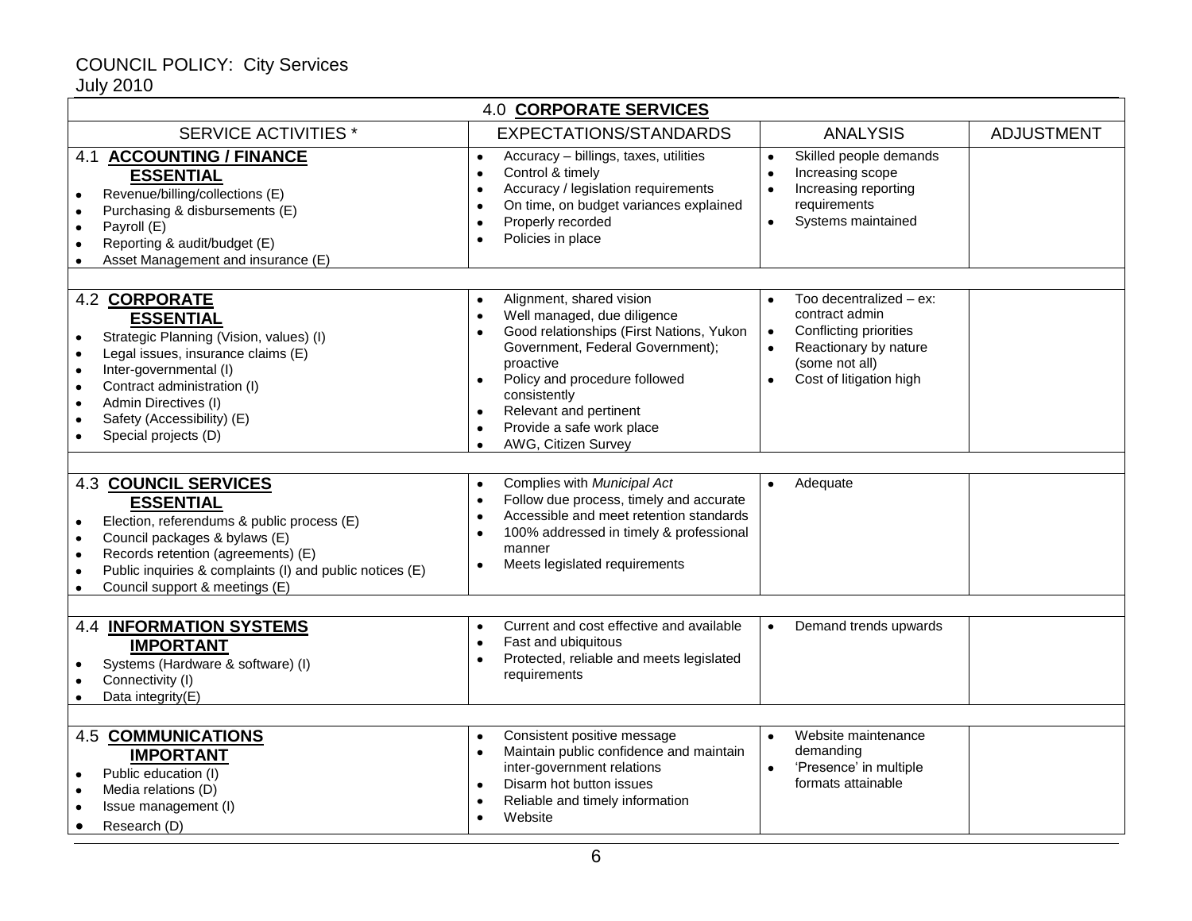COUNCIL POLICY: City Services
July 2010

| 4.0 **CORPORATE SERVICES** | | | |
|---|---|---|---|
| SERVICE ACTIVITIES * | EXPECTATIONS/STANDARDS | ANALYSIS | ADJUSTMENT |
| 4.1 **ACCOUNTING / FINANCE** **ESSENTIAL** <br>• Revenue/billing/collections (E)<br>• Purchasing & disbursements (E)<br>• Payroll (E)<br>• Reporting & audit/budget (E)<br>• Asset Management and insurance (E) | • Accuracy – billings, taxes, utilities<br>• Control & timely<br>• Accuracy / legislation requirements<br>• On time, on budget variances explained<br>• Properly recorded<br>• Policies in place | • Skilled people demands<br>• Increasing scope<br>• Increasing reporting requirements<br>• Systems maintained | |
| 4.2 **CORPORATE** **ESSENTIAL** <br>• Strategic Planning (Vision, values) (I)<br>• Legal issues, insurance claims (E)<br>• Inter-governmental (I)<br>• Contract administration (I)<br>• Admin Directives (I)<br>• Safety (Accessibility) (E)<br>• Special projects (D) | • Alignment, shared vision<br>• Well managed, due diligence<br>• Good relationships (First Nations, Yukon Government, Federal Government); proactive<br>• Policy and procedure followed consistently<br>• Relevant and pertinent<br>• Provide a safe work place<br>• AWG, Citizen Survey | • Too decentralized – ex: contract admin<br>• Conflicting priorities<br>• Reactionary by nature (some not all)<br>• Cost of litigation high | |
| 4.3 **COUNCIL SERVICES** **ESSENTIAL** <br>• Election, referendums & public process (E)<br>• Council packages & bylaws (E)<br>• Records retention (agreements) (E)<br>• Public inquiries & complaints (I) and public notices (E)<br>• Council support & meetings (E) | • Complies with *Municipal Act*<br>• Follow due process, timely and accurate<br>• Accessible and meet retention standards<br>• 100% addressed in timely & professional manner<br>• Meets legislated requirements | • Adequate | |
| 4.4 **INFORMATION SYSTEMS** **IMPORTANT** <br>• Systems (Hardware & software) (I)<br>• Connectivity (I)<br>• Data integrity(E) | • Current and cost effective and available<br>• Fast and ubiquitous<br>• Protected, reliable and meets legislated requirements | • Demand trends upwards | |
| 4.5 **COMMUNICATIONS** **IMPORTANT** <br>• Public education (I)<br>• Media relations (D)<br>• Issue management (I)<br>• Research (D) | • Consistent positive message<br>• Maintain public confidence and maintain inter-government relations<br>• Disarm hot button issues<br>• Reliable and timely information<br>• Website | • Website maintenance demanding<br>• 'Presence' in multiple formats attainable | |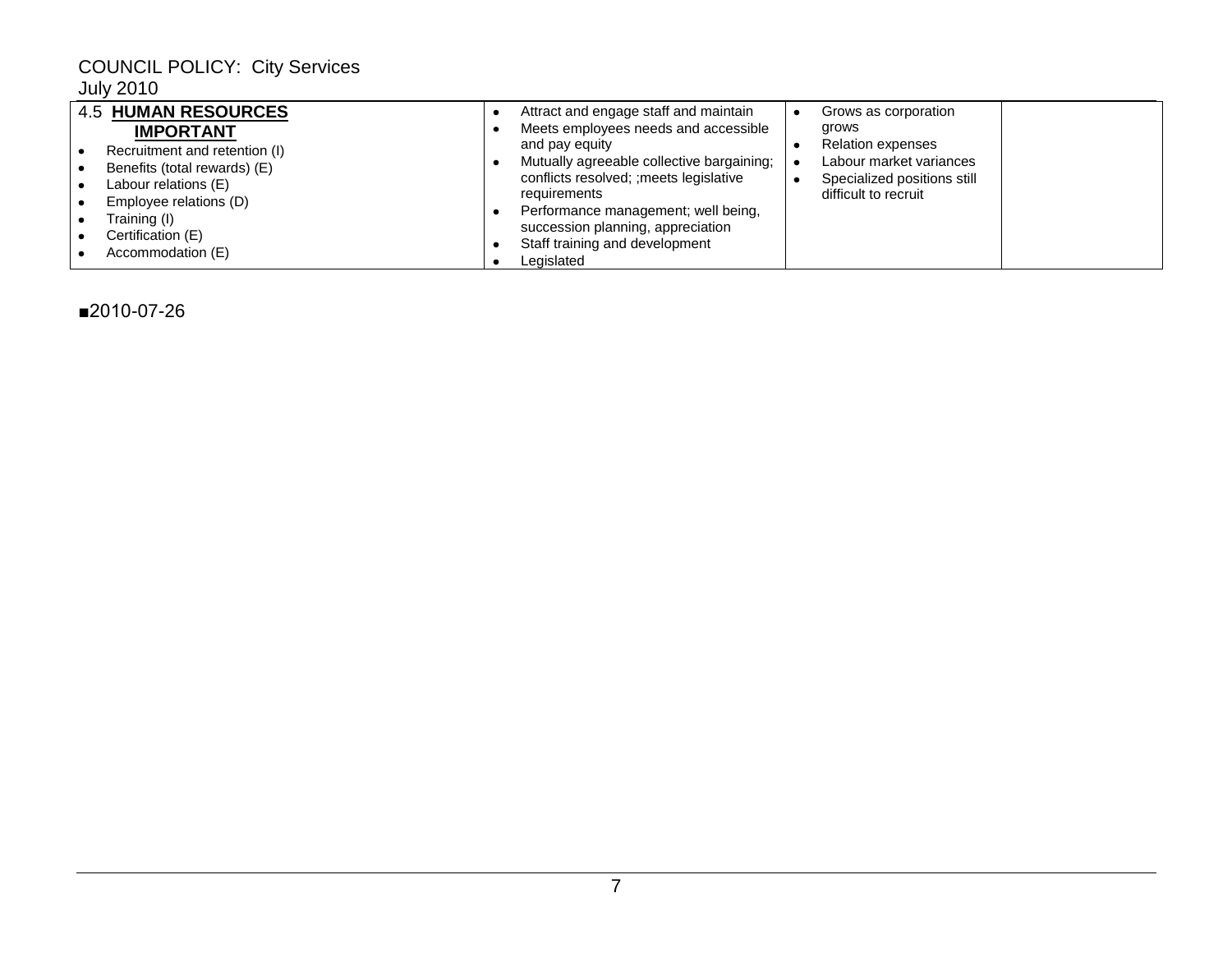| | | | |
|---|---|---|---|
| 4.5 **HUMAN RESOURCES**<br>**IMPORTANT**<br>• Recruitment and retention (I)<br>• Benefits (total rewards) (E)<br>• Labour relations (E)<br>• Employee relations (D)<br>• Training (I)<br>• Certification (E)<br>• Accommodation (E) | • Attract and engage staff and maintain<br>• Meets employees needs and accessible and pay equity<br>• Mutually agreeable collective bargaining; conflicts resolved; ;meets legislative requirements<br>• Performance management; well being, succession planning, appreciation<br>• Staff training and development<br>• Legislated | • Grows as corporation grows<br>• Relation expenses<br>• Labour market variances<br>• Specialized positions still difficult to recruit | |

■2010-07-26